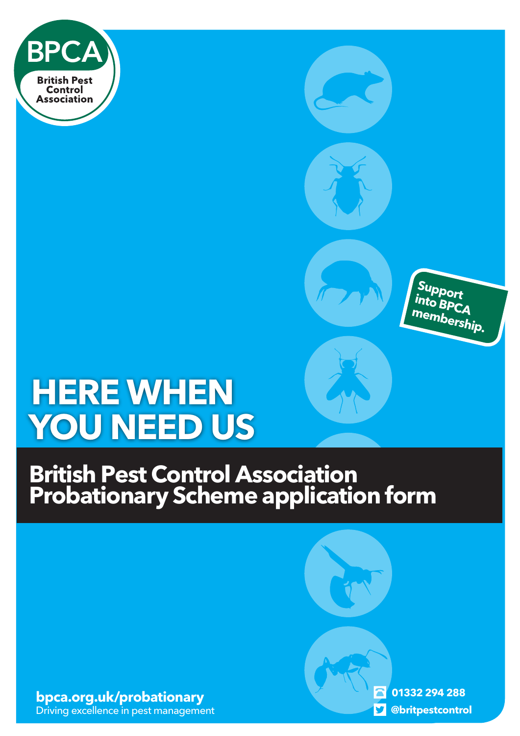BPCA

British Pest Control Association

Support into BPCA membership.

# HERE WHEN YOU NEED US

## British Pest Control Association Probationary Scheme application form

**bpca.org.uk/probationary**
Driving excellence in pest management

**01332 294 288**
**@britpestcontrol**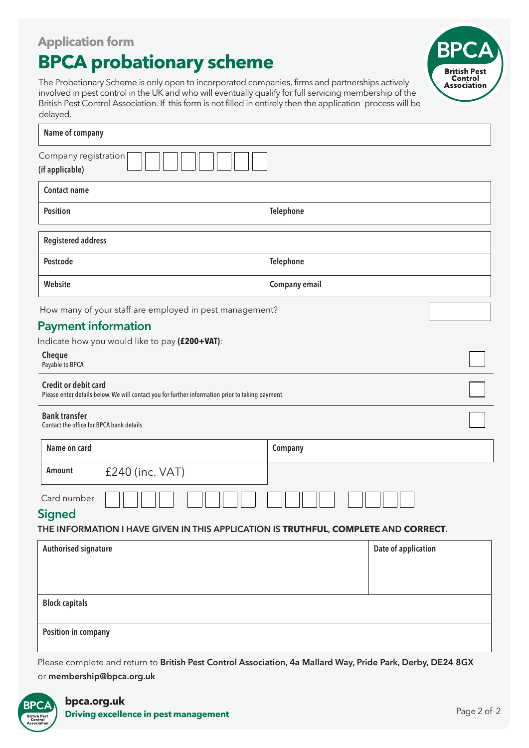Application form

# BPCA probationary scheme

The Probationary Scheme is only open to incorporated companies, firms and partnerships actively involved in pest control in the UK and who will eventually qualify for full servicing membership of the British Pest Control Association. If this form is not filled in entirely then the application process will be delayed.

| | |
|---|---|
| **Name of company** | |
| Company registration **(if applicable)** | |
| **Contact name** | |
| **Position** | **Telephone** |

| | |
|---|---|
| **Registered address** | |
| **Postcode** | **Telephone** |
| **Website** | **Company email** |

How many of your staff are employed in pest management?

## Payment information

Indicate how you would like to pay **(£200+VAT)**:

**Cheque**
Payable to BPCA

**Credit or debit card**
Please enter details below. We will contact you for further information prior to taking payment.

**Bank transfer**
Contact the office for BPCA bank details

| | |
|---|---|
| **Name on card** | **Company** |
| **Amount** £240 (inc. VAT) | |

Card number

## Signed

THE INFORMATION I HAVE GIVEN IN THIS APPLICATION IS **TRUTHFUL**, **COMPLETE** AND **CORRECT**.

| | |
|---|---|
| **Authorised signature** | **Date of application** |
| **Block capitals** | |
| **Position in company** | |

Please complete and return to **British Pest Control Association, 4a Mallard Way, Pride Park, Derby, DE24 8GX** or **membership@bpca.org.uk**

**bpca.org.uk**
**Driving excellence in pest management**